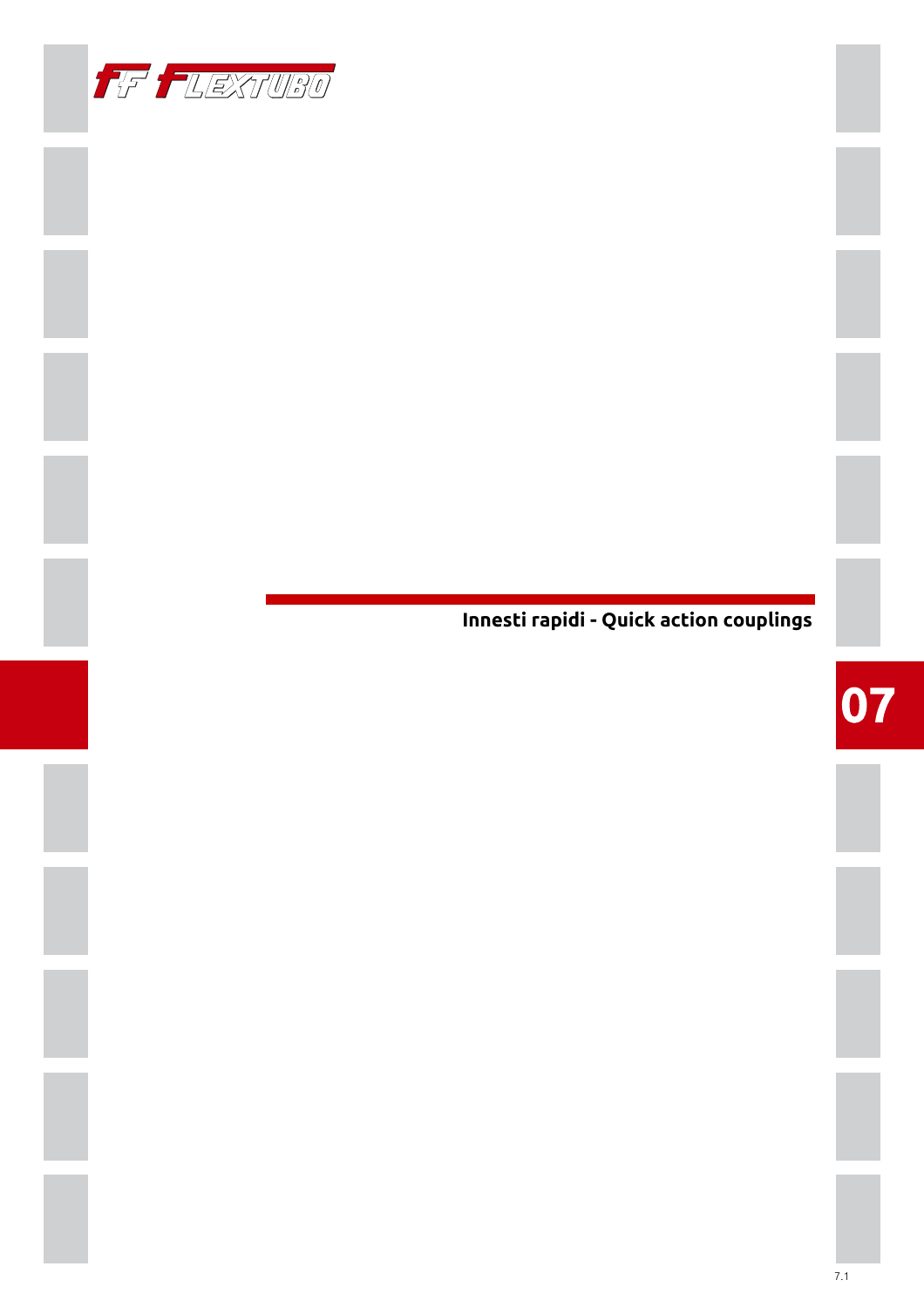# Innesti rapidi - Quick action couplings

07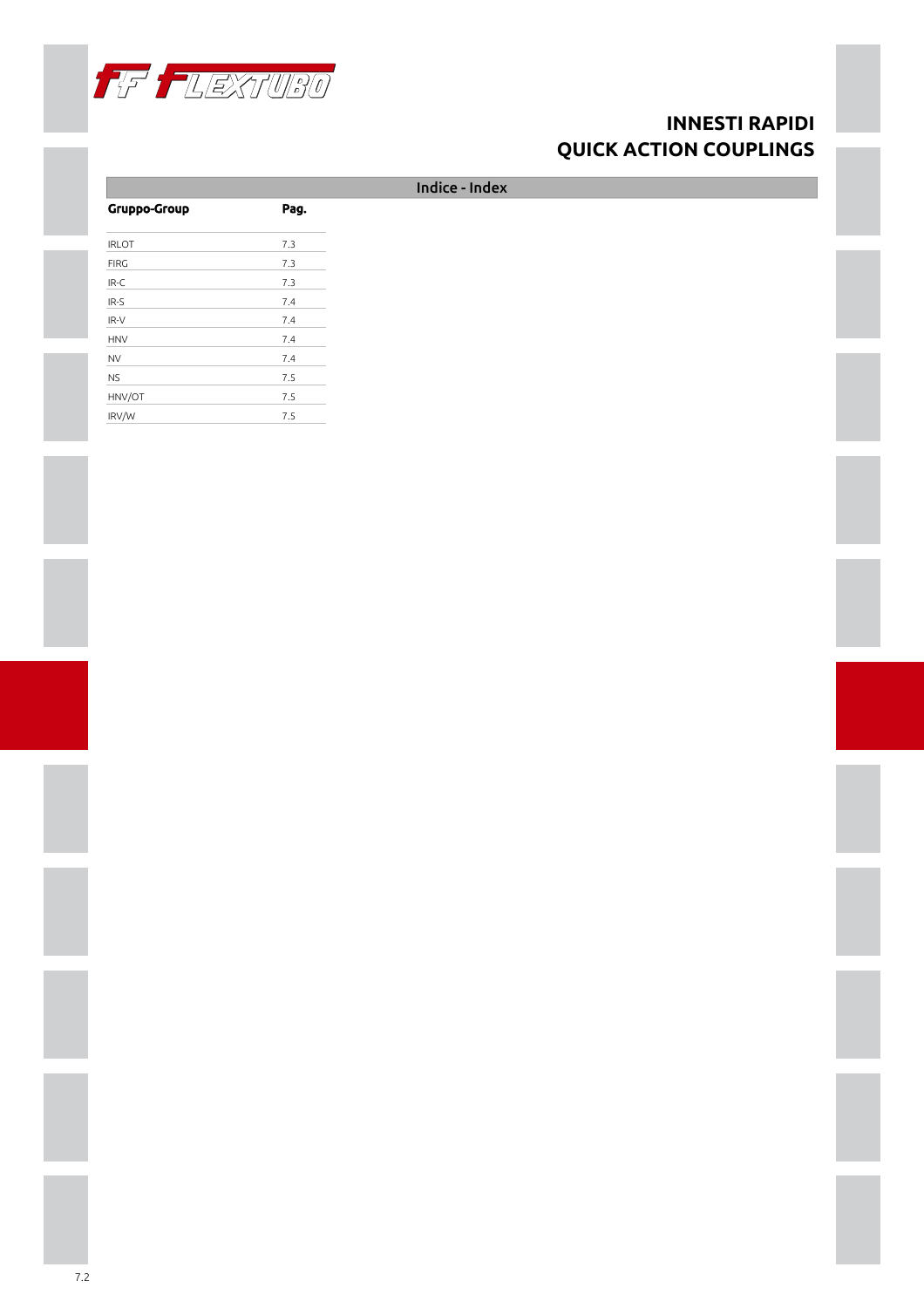# INNESTI RAPIDI
# QUICK ACTION COUPLINGS

## Indice - Index

| Gruppo-Group | Pag. |
|---|---|
| IRLOT | 7.3 |
| FIRG | 7.3 |
| IR-C | 7.3 |
| IR-S | 7.4 |
| IR-V | 7.4 |
| HNV | 7.4 |
| NV | 7.4 |
| NS | 7.5 |
| HNV/OT | 7.5 |
| IRV/W | 7.5 |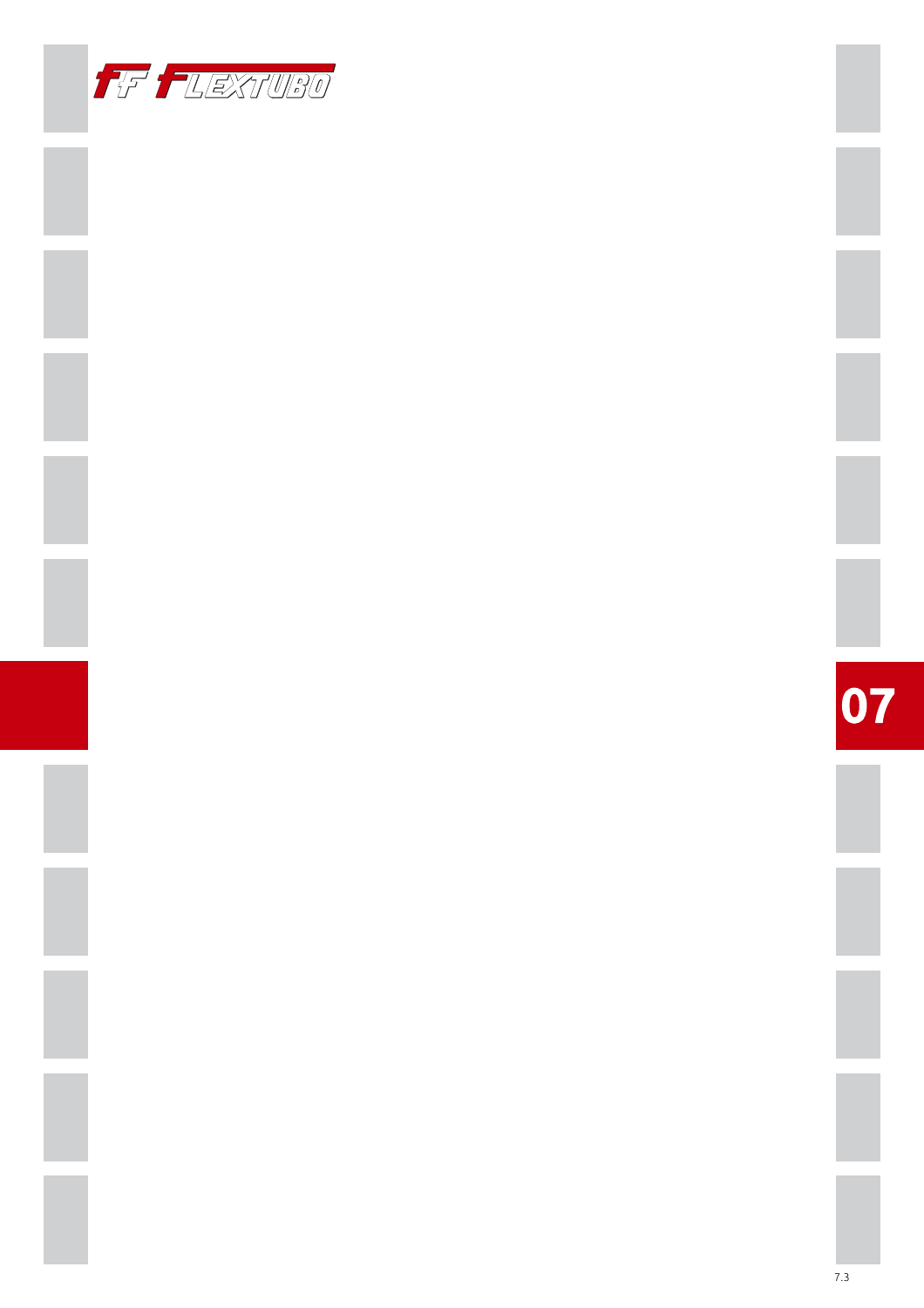FF FLEXTUBO

07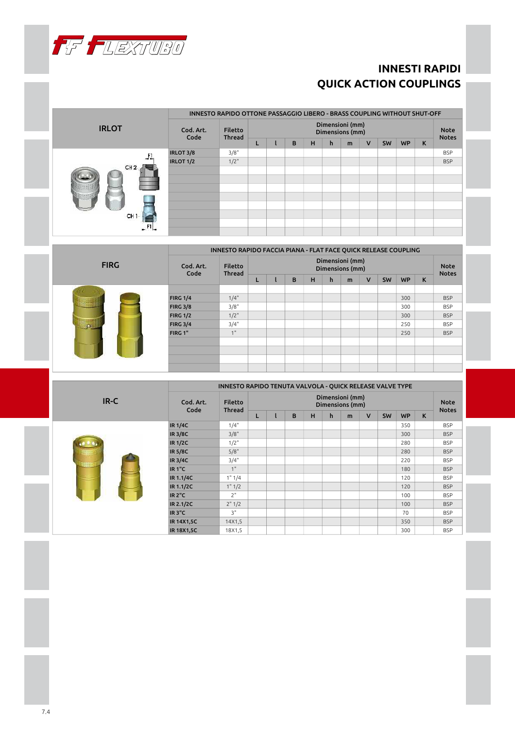# INNESTI RAPIDI
# QUICK ACTION COUPLINGS

## IRLOT

| INNESTO RAPIDO OTTONE PASSAGGIO LIBERO - BRASS COUPLING WITHOUT SHUT-OFF | | | | | | | | | | | | |
|---|---|---|---|---|---|---|---|---|---|---|---|---|
| Cod. Art. Code | Filetto Thread | Dimensioni (mm) Dimensions (mm) | | | | | | | | | | Note Notes |
| | | L | l | B | H | h | m | V | SW | WP | K | |
| IRLOT 3/8 | 3/8" | | | | | | | | | | | BSP |
| IRLOT 1/2 | 1/2" | | | | | | | | | | | BSP |

CH 2, CH 1, F1

## FIRG

| INNESTO RAPIDO FACCIA PIANA - FLAT FACE QUICK RELEASE COUPLING | | | | | | | | | | | | |
|---|---|---|---|---|---|---|---|---|---|---|---|---|
| Cod. Art. Code | Filetto Thread | Dimensioni (mm) Dimensions (mm) | | | | | | | | | | Note Notes |
| | | L | l | B | H | h | m | V | SW | WP | K | |
| FIRG 1/4 | 1/4" | | | | | | | | | 300 | | BSP |
| FIRG 3/8 | 3/8" | | | | | | | | | 300 | | BSP |
| FIRG 1/2 | 1/2" | | | | | | | | | 300 | | BSP |
| FIRG 3/4 | 3/4" | | | | | | | | | 250 | | BSP |
| FIRG 1" | 1" | | | | | | | | | 250 | | BSP |

## IR-C

| INNESTO RAPIDO TENUTA VALVOLA - QUICK RELEASE VALVE TYPE | | | | | | | | | | | | |
|---|---|---|---|---|---|---|---|---|---|---|---|---|
| Cod. Art. Code | Filetto Thread | Dimensioni (mm) Dimensions (mm) | | | | | | | | | | Note Notes |
| | | L | l | B | H | h | m | V | SW | WP | K | |
| IR 1/4C | 1/4" | | | | | | | | | 350 | | BSP |
| IR 3/8C | 3/8" | | | | | | | | | 300 | | BSP |
| IR 1/2C | 1/2" | | | | | | | | | 280 | | BSP |
| IR 5/8C | 5/8" | | | | | | | | | 280 | | BSP |
| IR 3/4C | 3/4" | | | | | | | | | 220 | | BSP |
| IR 1"C | 1" | | | | | | | | | 180 | | BSP |
| IR 1.1/4C | 1" 1/4 | | | | | | | | | 120 | | BSP |
| IR 1.1/2C | 1" 1/2 | | | | | | | | | 120 | | BSP |
| IR 2"C | 2" | | | | | | | | | 100 | | BSP |
| IR 2.1/2C | 2" 1/2 | | | | | | | | | 100 | | BSP |
| IR 3"C | 3" | | | | | | | | | 70 | | BSP |
| IR 14X1,5C | 14X1,5 | | | | | | | | | 350 | | BSP |
| IR 18X1,5C | 18X1,5 | | | | | | | | | 300 | | BSP |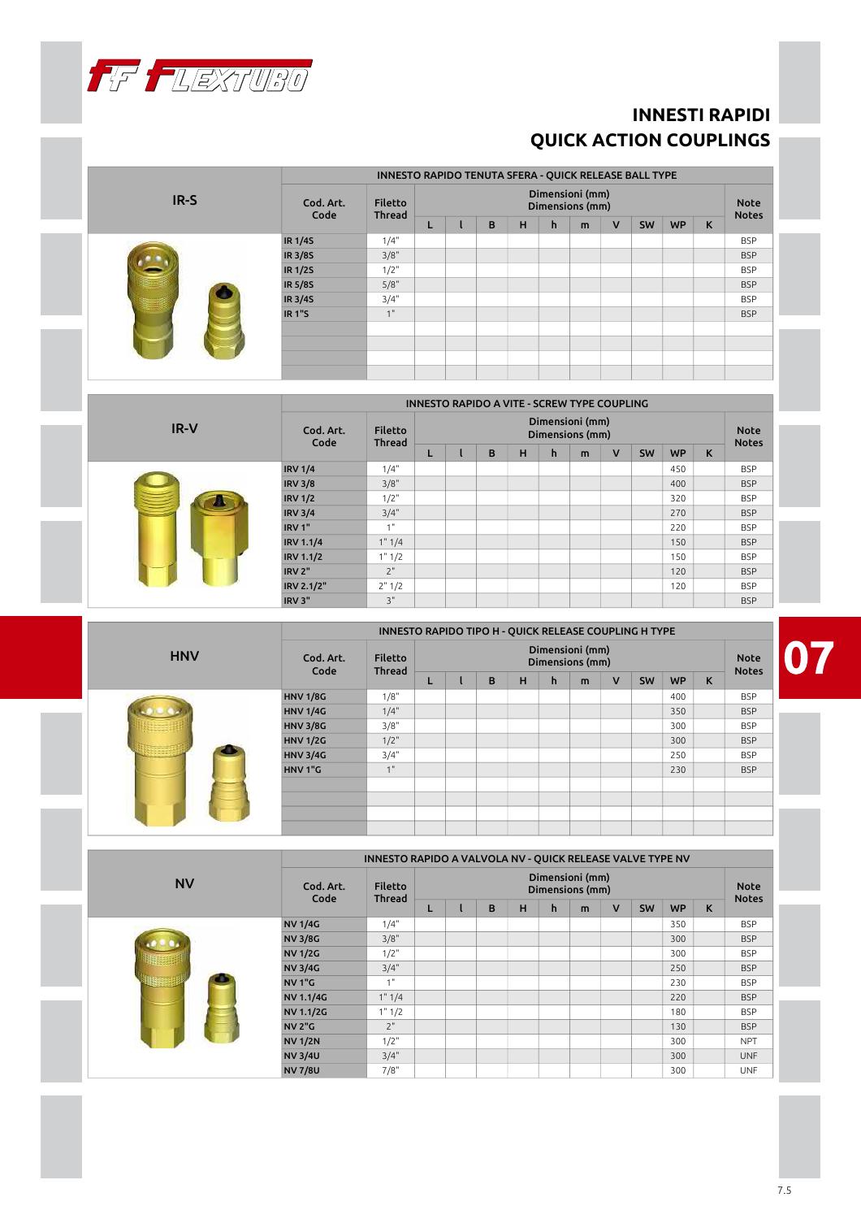# INNESTI RAPIDI
# QUICK ACTION COUPLINGS

## IR-S

| Cod. Art. Code | Filetto Thread | INNESTO RAPIDO TENUTA SFERA - QUICK RELEASE BALL TYPE Dimensioni (mm) Dimensions (mm) | | | | | | | | | | Note Notes |
|---|---|---|---|---|---|---|---|---|---|---|---|---|
| | | L | l | B | H | h | m | V | SW | WP | K | |
| **IR 1/4S** | 1/4" | | | | | | | | | | | BSP |
| **IR 3/8S** | 3/8" | | | | | | | | | | | BSP |
| **IR 1/2S** | 1/2" | | | | | | | | | | | BSP |
| **IR 5/8S** | 5/8" | | | | | | | | | | | BSP |
| **IR 3/4S** | 3/4" | | | | | | | | | | | BSP |
| **IR 1"S** | 1" | | | | | | | | | | | BSP |

## IR-V

| Cod. Art. Code | Filetto Thread | INNESTO RAPIDO A VITE - SCREW TYPE COUPLING Dimensioni (mm) Dimensions (mm) | | | | | | | | | | Note Notes |
|---|---|---|---|---|---|---|---|---|---|---|---|---|
| | | L | l | B | H | h | m | V | SW | WP | K | |
| **IRV 1/4** | 1/4" | | | | | | | | | 450 | | BSP |
| **IRV 3/8** | 3/8" | | | | | | | | | 400 | | BSP |
| **IRV 1/2** | 1/2" | | | | | | | | | 320 | | BSP |
| **IRV 3/4** | 3/4" | | | | | | | | | 270 | | BSP |
| **IRV 1"** | 1" | | | | | | | | | 220 | | BSP |
| **IRV 1.1/4** | 1" 1/4 | | | | | | | | | 150 | | BSP |
| **IRV 1.1/2** | 1" 1/2 | | | | | | | | | 150 | | BSP |
| **IRV 2"** | 2" | | | | | | | | | 120 | | BSP |
| **IRV 2.1/2"** | 2" 1/2 | | | | | | | | | 120 | | BSP |
| **IRV 3"** | 3" | | | | | | | | | | | BSP |

## HNV

| Cod. Art. Code | Filetto Thread | INNESTO RAPIDO TIPO H - QUICK RELEASE COUPLING H TYPE Dimensioni (mm) Dimensions (mm) | | | | | | | | | | Note Notes |
|---|---|---|---|---|---|---|---|---|---|---|---|---|
| | | L | l | B | H | h | m | V | SW | WP | K | |
| **HNV 1/8G** | 1/8" | | | | | | | | | 400 | | BSP |
| **HNV 1/4G** | 1/4" | | | | | | | | | 350 | | BSP |
| **HNV 3/8G** | 3/8" | | | | | | | | | 300 | | BSP |
| **HNV 1/2G** | 1/2" | | | | | | | | | 300 | | BSP |
| **HNV 3/4G** | 3/4" | | | | | | | | | 250 | | BSP |
| **HNV 1"G** | 1" | | | | | | | | | 230 | | BSP |

## NV

| Cod. Art. Code | Filetto Thread | INNESTO RAPIDO A VALVOLA NV - QUICK RELEASE VALVE TYPE NV Dimensioni (mm) Dimensions (mm) | | | | | | | | | | Note Notes |
|---|---|---|---|---|---|---|---|---|---|---|---|---|
| | | L | l | B | H | h | m | V | SW | WP | K | |
| **NV 1/4G** | 1/4" | | | | | | | | | 350 | | BSP |
| **NV 3/8G** | 3/8" | | | | | | | | | 300 | | BSP |
| **NV 1/2G** | 1/2" | | | | | | | | | 300 | | BSP |
| **NV 3/4G** | 3/4" | | | | | | | | | 250 | | BSP |
| **NV 1"G** | 1" | | | | | | | | | 230 | | BSP |
| **NV 1.1/4G** | 1" 1/4 | | | | | | | | | 220 | | BSP |
| **NV 1.1/2G** | 1" 1/2 | | | | | | | | | 180 | | BSP |
| **NV 2"G** | 2" | | | | | | | | | 130 | | BSP |
| **NV 1/2N** | 1/2" | | | | | | | | | 300 | | NPT |
| **NV 3/4U** | 3/4" | | | | | | | | | 300 | | UNF |
| **NV 7/8U** | 7/8" | | | | | | | | | 300 | | UNF |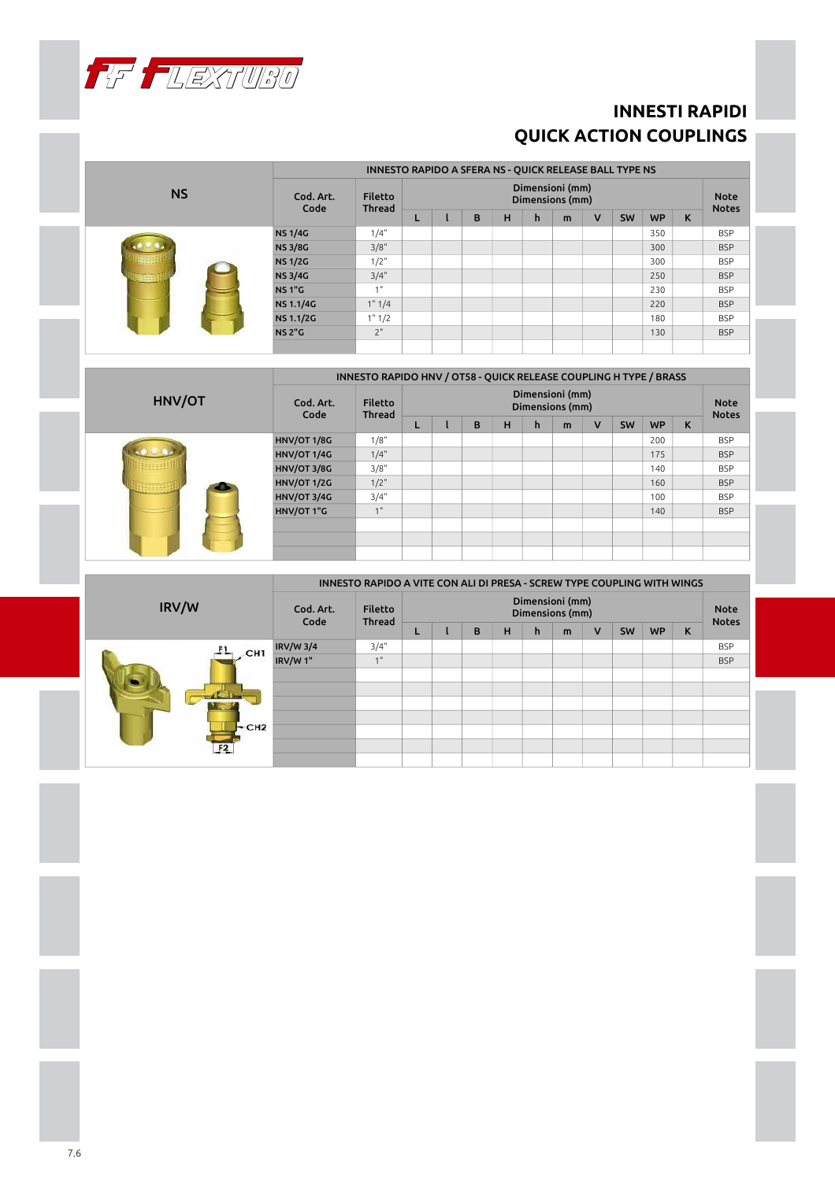# INNESTI RAPIDI
# QUICK ACTION COUPLINGS

## NS

INNESTO RAPIDO A SFERA NS - QUICK RELEASE BALL TYPE NS

| Cod. Art. Code | Filetto Thread | Dimensioni (mm) Dimensions (mm) | | | | | | | | | | Note Notes |
|---|---|---|---|---|---|---|---|---|---|---|---|---|
| | | L | l | B | H | h | m | V | SW | WP | K | |
| NS 1/4G | 1/4" | | | | | | | | | 350 | | BSP |
| NS 3/8G | 3/8" | | | | | | | | | 300 | | BSP |
| NS 1/2G | 1/2" | | | | | | | | | 300 | | BSP |
| NS 3/4G | 3/4" | | | | | | | | | 250 | | BSP |
| NS 1"G | 1" | | | | | | | | | 230 | | BSP |
| NS 1.1/4G | 1" 1/4 | | | | | | | | | 220 | | BSP |
| NS 1.1/2G | 1" 1/2 | | | | | | | | | 180 | | BSP |
| NS 2"G | 2" | | | | | | | | | 130 | | BSP |

## HNV/OT

INNESTO RAPIDO HNV / OT58 - QUICK RELEASE COUPLING H TYPE / BRASS

| Cod. Art. Code | Filetto Thread | Dimensioni (mm) Dimensions (mm) | | | | | | | | | | Note Notes |
|---|---|---|---|---|---|---|---|---|---|---|---|---|
| | | L | l | B | H | h | m | V | SW | WP | K | |
| HNV/OT 1/8G | 1/8" | | | | | | | | | 200 | | BSP |
| HNV/OT 1/4G | 1/4" | | | | | | | | | 175 | | BSP |
| HNV/OT 3/8G | 3/8" | | | | | | | | | 140 | | BSP |
| HNV/OT 1/2G | 1/2" | | | | | | | | | 160 | | BSP |
| HNV/OT 3/4G | 3/4" | | | | | | | | | 100 | | BSP |
| HNV/OT 1"G | 1" | | | | | | | | | 140 | | BSP |

## IRV/W

INNESTO RAPIDO A VITE CON ALI DI PRESA - SCREW TYPE COUPLING WITH WINGS

F1 CH1 CH2 F2

| Cod. Art. Code | Filetto Thread | Dimensioni (mm) Dimensions (mm) | | | | | | | | | | Note Notes |
|---|---|---|---|---|---|---|---|---|---|---|---|---|
| | | L | l | B | H | h | m | V | SW | WP | K | |
| IRV/W 3/4 | 3/4" | | | | | | | | | | | BSP |
| IRV/W 1" | 1" | | | | | | | | | | | BSP |